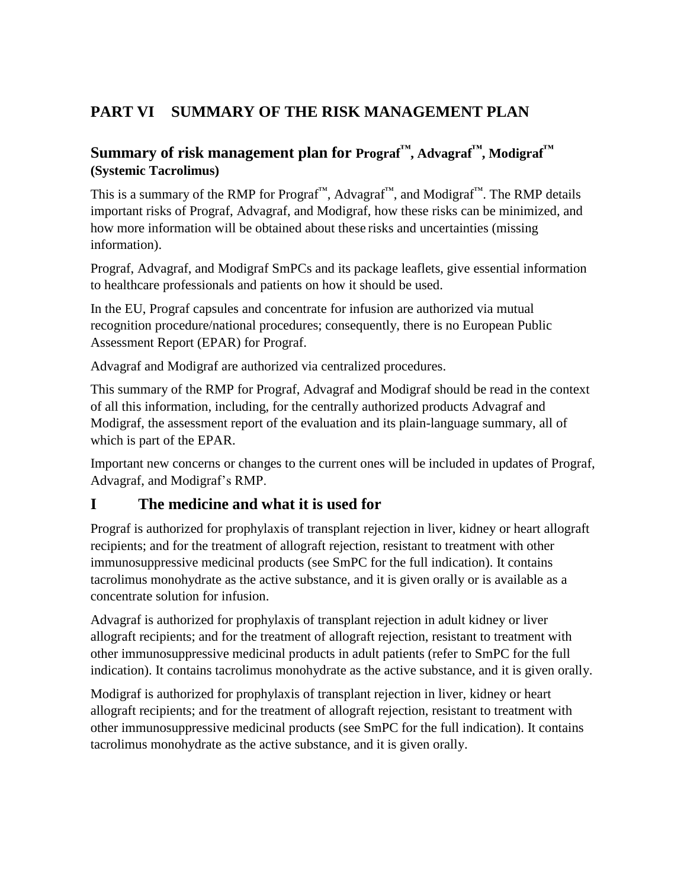# PART VI SUMMARY OF THE RISK MANAGEMENT PLAN

## Summary of risk management plan for Prograf™, Advagraf™, Modigraf™ (Systemic Tacrolimus)

This is a summary of the RMP for Prograf™, Advagraf™, and Modigraf™. The RMP details important risks of Prograf, Advagraf, and Modigraf, how these risks can be minimized, and how more information will be obtained about these risks and uncertainties (missing information).

Prograf, Advagraf, and Modigraf SmPCs and its package leaflets, give essential information to healthcare professionals and patients on how it should be used.

In the EU, Prograf capsules and concentrate for infusion are authorized via mutual recognition procedure/national procedures; consequently, there is no European Public Assessment Report (EPAR) for Prograf.

Advagraf and Modigraf are authorized via centralized procedures.

This summary of the RMP for Prograf, Advagraf and Modigraf should be read in the context of all this information, including, for the centrally authorized products Advagraf and Modigraf, the assessment report of the evaluation and its plain-language summary, all of which is part of the EPAR.

Important new concerns or changes to the current ones will be included in updates of Prograf, Advagraf, and Modigraf's RMP.

## I The medicine and what it is used for

Prograf is authorized for prophylaxis of transplant rejection in liver, kidney or heart allograft recipients; and for the treatment of allograft rejection, resistant to treatment with other immunosuppressive medicinal products (see SmPC for the full indication). It contains tacrolimus monohydrate as the active substance, and it is given orally or is available as a concentrate solution for infusion.

Advagraf is authorized for prophylaxis of transplant rejection in adult kidney or liver allograft recipients; and for the treatment of allograft rejection, resistant to treatment with other immunosuppressive medicinal products in adult patients (refer to SmPC for the full indication). It contains tacrolimus monohydrate as the active substance, and it is given orally.

Modigraf is authorized for prophylaxis of transplant rejection in liver, kidney or heart allograft recipients; and for the treatment of allograft rejection, resistant to treatment with other immunosuppressive medicinal products (see SmPC for the full indication). It contains tacrolimus monohydrate as the active substance, and it is given orally.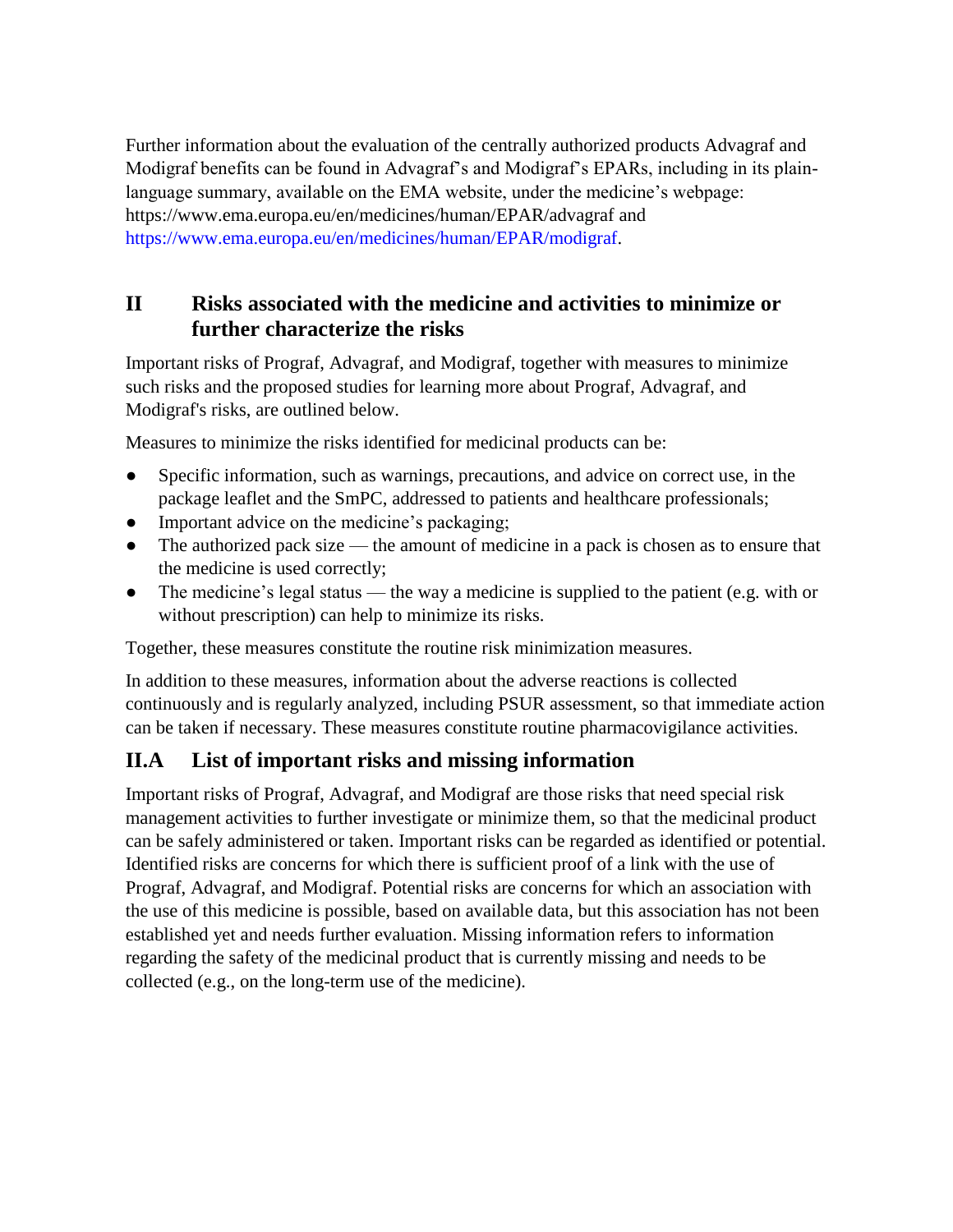Further information about the evaluation of the centrally authorized products Advagraf and Modigraf benefits can be found in Advagraf's and Modigraf's EPARs, including in its plain-language summary, available on the EMA website, under the medicine's webpage: https://www.ema.europa.eu/en/medicines/human/EPAR/advagraf and https://www.ema.europa.eu/en/medicines/human/EPAR/modigraf.

## II Risks associated with the medicine and activities to minimize or further characterize the risks

Important risks of Prograf, Advagraf, and Modigraf, together with measures to minimize such risks and the proposed studies for learning more about Prograf, Advagraf, and Modigraf's risks, are outlined below.

Measures to minimize the risks identified for medicinal products can be:

- Specific information, such as warnings, precautions, and advice on correct use, in the package leaflet and the SmPC, addressed to patients and healthcare professionals;
- Important advice on the medicine's packaging;
- The authorized pack size — the amount of medicine in a pack is chosen as to ensure that the medicine is used correctly;
- The medicine's legal status — the way a medicine is supplied to the patient (e.g. with or without prescription) can help to minimize its risks.

Together, these measures constitute the routine risk minimization measures.

In addition to these measures, information about the adverse reactions is collected continuously and is regularly analyzed, including PSUR assessment, so that immediate action can be taken if necessary. These measures constitute routine pharmacovigilance activities.

## II.A List of important risks and missing information

Important risks of Prograf, Advagraf, and Modigraf are those risks that need special risk management activities to further investigate or minimize them, so that the medicinal product can be safely administered or taken. Important risks can be regarded as identified or potential. Identified risks are concerns for which there is sufficient proof of a link with the use of Prograf, Advagraf, and Modigraf. Potential risks are concerns for which an association with the use of this medicine is possible, based on available data, but this association has not been established yet and needs further evaluation. Missing information refers to information regarding the safety of the medicinal product that is currently missing and needs to be collected (e.g., on the long-term use of the medicine).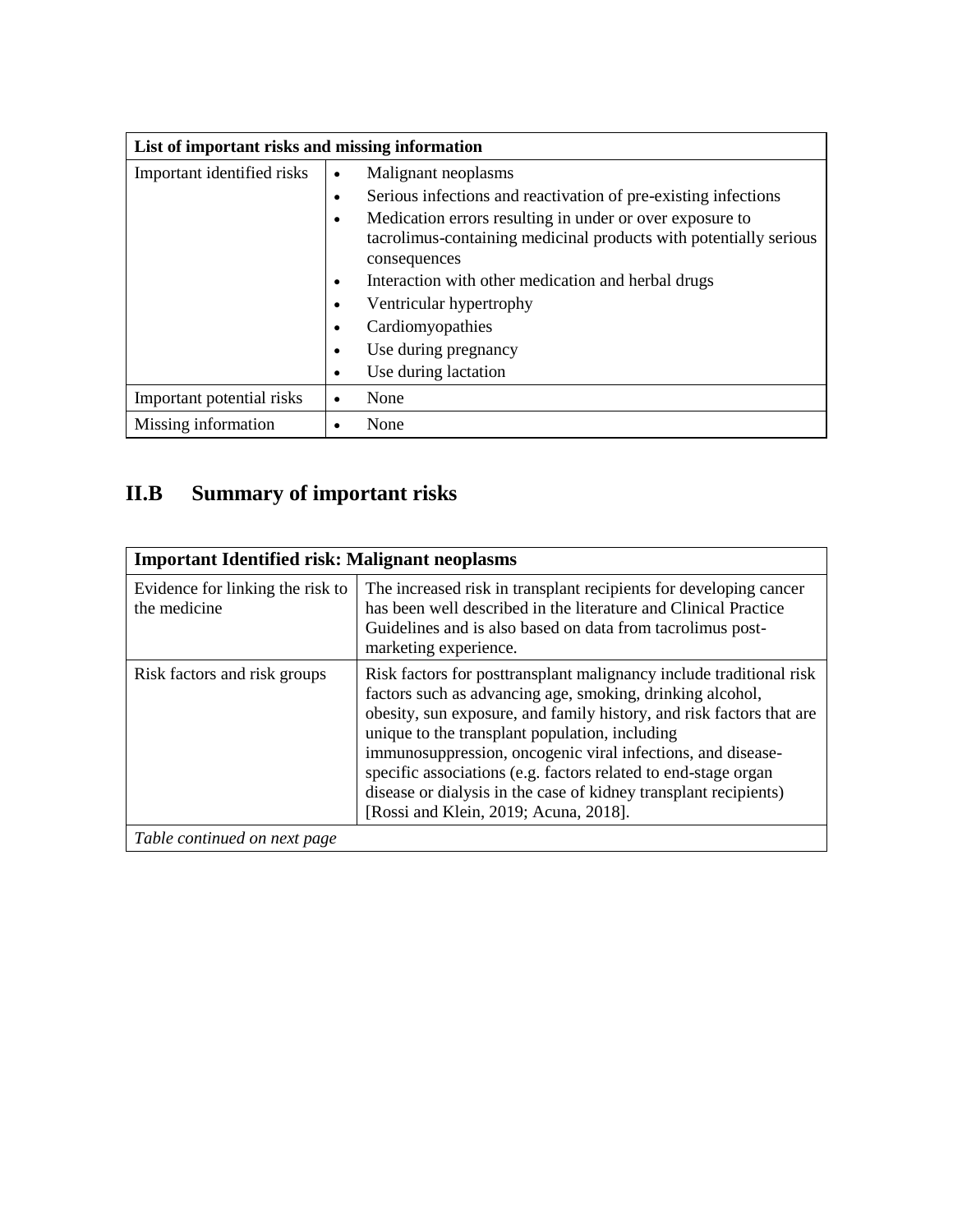| List of important risks and missing information | |
|---|---|
| Important identified risks | • Malignant neoplasms<br>• Serious infections and reactivation of pre-existing infections<br>• Medication errors resulting in under or over exposure to tacrolimus-containing medicinal products with potentially serious consequences<br>• Interaction with other medication and herbal drugs<br>• Ventricular hypertrophy<br>• Cardiomyopathies<br>• Use during pregnancy<br>• Use during lactation |
| Important potential risks | • None |
| Missing information | • None |

## II.B Summary of important risks

| Important Identified risk: Malignant neoplasms | |
|---|---|
| Evidence for linking the risk to the medicine | The increased risk in transplant recipients for developing cancer has been well described in the literature and Clinical Practice Guidelines and is also based on data from tacrolimus post-marketing experience. |
| Risk factors and risk groups | Risk factors for posttransplant malignancy include traditional risk factors such as advancing age, smoking, drinking alcohol, obesity, sun exposure, and family history, and risk factors that are unique to the transplant population, including immunosuppression, oncogenic viral infections, and disease-specific associations (e.g. factors related to end-stage organ disease or dialysis in the case of kidney transplant recipients) [Rossi and Klein, 2019; Acuna, 2018]. |
| *Table continued on next page* | |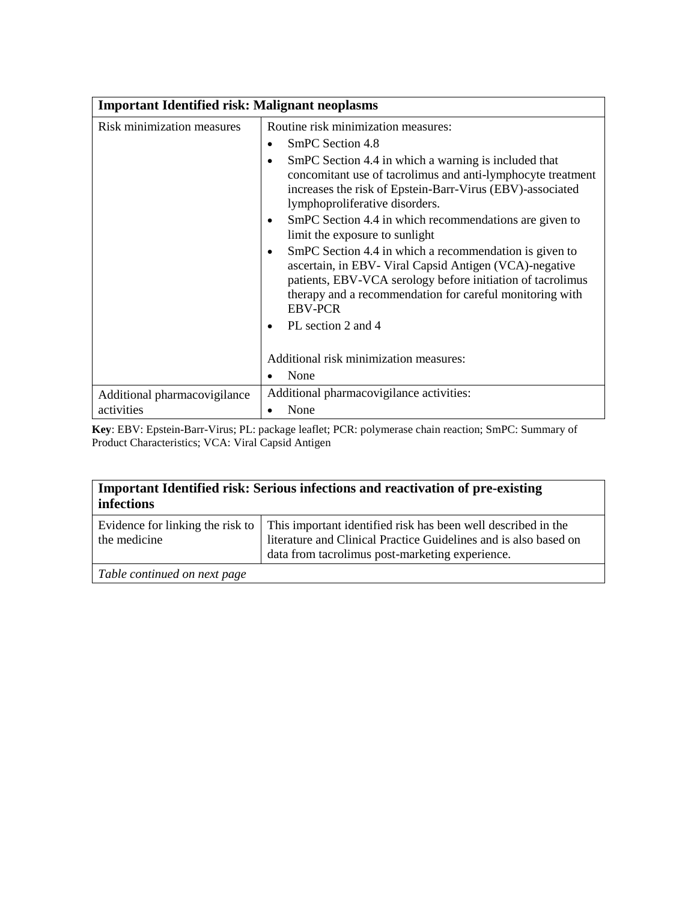| Important Identified risk: Malignant neoplasms | |
|---|---|
| Risk minimization measures | Routine risk minimization measures:<br>• SmPC Section 4.8<br>• SmPC Section 4.4 in which a warning is included that concomitant use of tacrolimus and anti-lymphocyte treatment increases the risk of Epstein-Barr-Virus (EBV)-associated lymphoproliferative disorders.<br>• SmPC Section 4.4 in which recommendations are given to limit the exposure to sunlight<br>• SmPC Section 4.4 in which a recommendation is given to ascertain, in EBV- Viral Capsid Antigen (VCA)-negative patients, EBV-VCA serology before initiation of tacrolimus therapy and a recommendation for careful monitoring with EBV-PCR<br>• PL section 2 and 4<br><br>Additional risk minimization measures:<br>• None |
| Additional pharmacovigilance activities | Additional pharmacovigilance activities:<br>• None |

**Key**: EBV: Epstein-Barr-Virus; PL: package leaflet; PCR: polymerase chain reaction; SmPC: Summary of Product Characteristics; VCA: Viral Capsid Antigen

| Important Identified risk: Serious infections and reactivation of pre-existing infections | |
|---|---|
| Evidence for linking the risk to the medicine | This important identified risk has been well described in the literature and Clinical Practice Guidelines and is also based on data from tacrolimus post-marketing experience. |
| *Table continued on next page* | |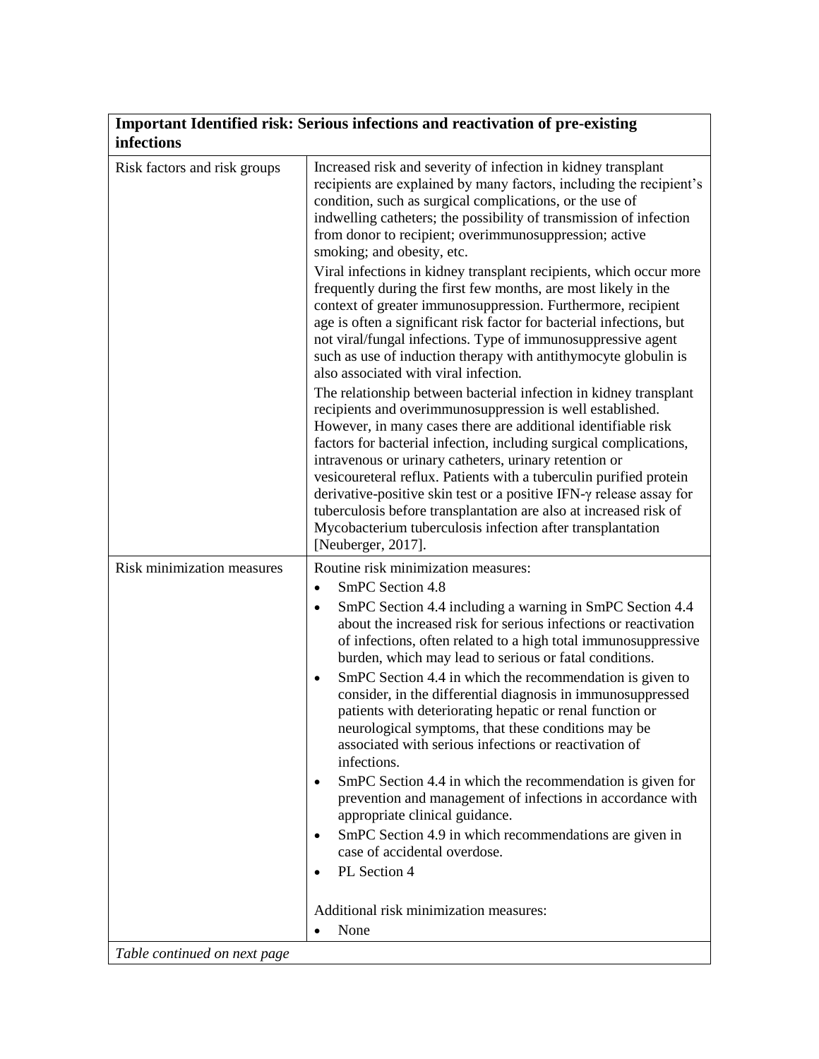| **Important Identified risk: Serious infections and reactivation of pre-existing infections** | |
|---|---|
| Risk factors and risk groups | Increased risk and severity of infection in kidney transplant recipients are explained by many factors, including the recipient's condition, such as surgical complications, or the use of indwelling catheters; the possibility of transmission of infection from donor to recipient; overimmunosuppression; active smoking; and obesity, etc.<br><br>Viral infections in kidney transplant recipients, which occur more frequently during the first few months, are most likely in the context of greater immunosuppression. Furthermore, recipient age is often a significant risk factor for bacterial infections, but not viral/fungal infections. Type of immunosuppressive agent such as use of induction therapy with antithymocyte globulin is also associated with viral infection.<br><br>The relationship between bacterial infection in kidney transplant recipients and overimmunosuppression is well established. However, in many cases there are additional identifiable risk factors for bacterial infection, including surgical complications, intravenous or urinary catheters, urinary retention or vesicoureteral reflux. Patients with a tuberculin purified protein derivative-positive skin test or a positive IFN-γ release assay for tuberculosis before transplantation are also at increased risk of Mycobacterium tuberculosis infection after transplantation [Neuberger, 2017]. |
| Risk minimization measures | Routine risk minimization measures:<br>• SmPC Section 4.8<br>• SmPC Section 4.4 including a warning in SmPC Section 4.4 about the increased risk for serious infections or reactivation of infections, often related to a high total immunosuppressive burden, which may lead to serious or fatal conditions.<br>• SmPC Section 4.4 in which the recommendation is given to consider, in the differential diagnosis in immunosuppressed patients with deteriorating hepatic or renal function or neurological symptoms, that these conditions may be associated with serious infections or reactivation of infections.<br>• SmPC Section 4.4 in which the recommendation is given for prevention and management of infections in accordance with appropriate clinical guidance.<br>• SmPC Section 4.9 in which recommendations are given in case of accidental overdose.<br>• PL Section 4<br><br>Additional risk minimization measures:<br>• None |

*Table continued on next page*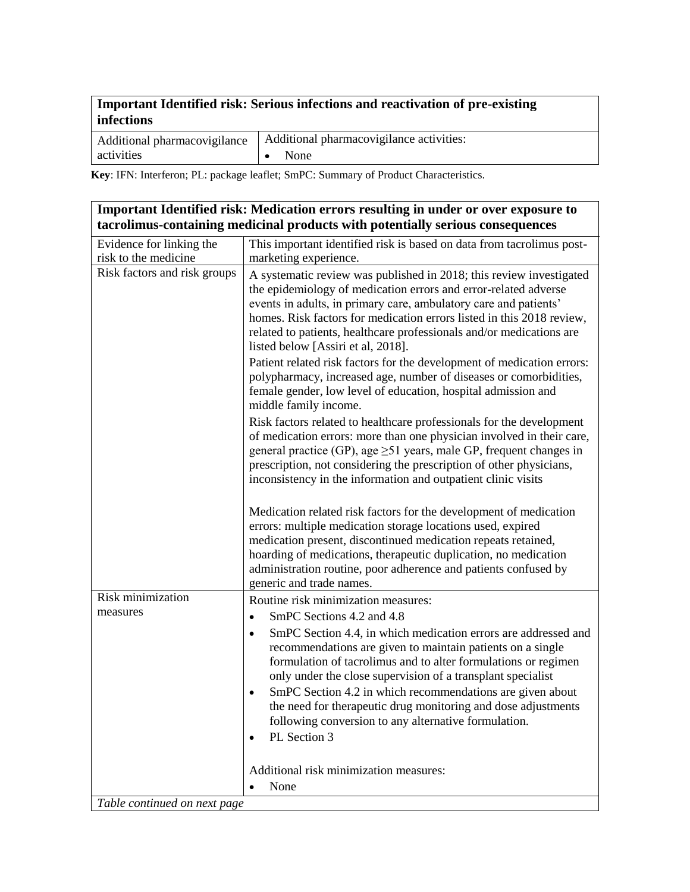| Important Identified risk: Serious infections and reactivation of pre-existing infections | |
|---|---|
| Additional pharmacovigilance activities | Additional pharmacovigilance activities:<br>• None |

**Key**: IFN: Interferon; PL: package leaflet; SmPC: Summary of Product Characteristics.

| Important Identified risk: Medication errors resulting in under or over exposure to tacrolimus-containing medicinal products with potentially serious consequences | |
|---|---|
| Evidence for linking the risk to the medicine | This important identified risk is based on data from tacrolimus post-marketing experience. |
| Risk factors and risk groups | A systematic review was published in 2018; this review investigated the epidemiology of medication errors and error-related adverse events in adults, in primary care, ambulatory care and patients' homes. Risk factors for medication errors listed in this 2018 review, related to patients, healthcare professionals and/or medications are listed below [Assiri et al, 2018].<br>Patient related risk factors for the development of medication errors: polypharmacy, increased age, number of diseases or comorbidities, female gender, low level of education, hospital admission and middle family income.<br>Risk factors related to healthcare professionals for the development of medication errors: more than one physician involved in their care, general practice (GP), age ≥51 years, male GP, frequent changes in prescription, not considering the prescription of other physicians, inconsistency in the information and outpatient clinic visits<br><br>Medication related risk factors for the development of medication errors: multiple medication storage locations used, expired medication present, discontinued medication repeats retained, hoarding of medications, therapeutic duplication, no medication administration routine, poor adherence and patients confused by generic and trade names. |
| Risk minimization measures | Routine risk minimization measures:<br>• SmPC Sections 4.2 and 4.8<br>• SmPC Section 4.4, in which medication errors are addressed and recommendations are given to maintain patients on a single formulation of tacrolimus and to alter formulations or regimen only under the close supervision of a transplant specialist<br>• SmPC Section 4.2 in which recommendations are given about the need for therapeutic drug monitoring and dose adjustments following conversion to any alternative formulation.<br>• PL Section 3<br><br>Additional risk minimization measures:<br>• None |

*Table continued on next page*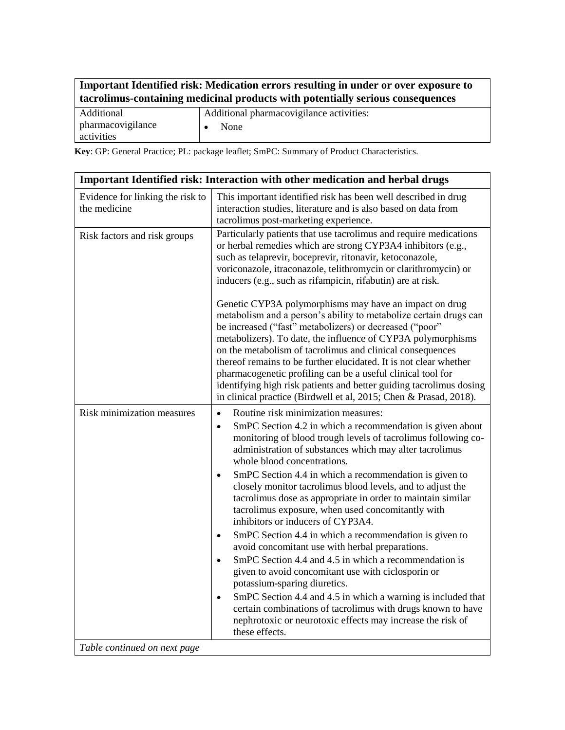| **Important Identified risk: Medication errors resulting in under or over exposure to tacrolimus-containing medicinal products with potentially serious consequences** | |
|---|---|
| Additional pharmacovigilance activities | Additional pharmacovigilance activities:<br>• None |

**Key**: GP: General Practice; PL: package leaflet; SmPC: Summary of Product Characteristics.

| **Important Identified risk: Interaction with other medication and herbal drugs** | |
|---|---|
| Evidence for linking the risk to the medicine | This important identified risk has been well described in drug interaction studies, literature and is also based on data from tacrolimus post-marketing experience. |
| Risk factors and risk groups | Particularly patients that use tacrolimus and require medications or herbal remedies which are strong CYP3A4 inhibitors (e.g., such as telaprevir, boceprevir, ritonavir, ketoconazole, voriconazole, itraconazole, telithromycin or clarithromycin) or inducers (e.g., such as rifampicin, rifabutin) are at risk.<br><br>Genetic CYP3A polymorphisms may have an impact on drug metabolism and a person's ability to metabolize certain drugs can be increased ("fast" metabolizers) or decreased ("poor" metabolizers). To date, the influence of CYP3A polymorphisms on the metabolism of tacrolimus and clinical consequences thereof remains to be further elucidated. It is not clear whether pharmacogenetic profiling can be a useful clinical tool for identifying high risk patients and better guiding tacrolimus dosing in clinical practice (Birdwell et al, 2015; Chen & Prasad, 2018). |
| Risk minimization measures | • Routine risk minimization measures:<br>• SmPC Section 4.2 in which a recommendation is given about monitoring of blood trough levels of tacrolimus following co-administration of substances which may alter tacrolimus whole blood concentrations.<br>• SmPC Section 4.4 in which a recommendation is given to closely monitor tacrolimus blood levels, and to adjust the tacrolimus dose as appropriate in order to maintain similar tacrolimus exposure, when used concomitantly with inhibitors or inducers of CYP3A4.<br>• SmPC Section 4.4 in which a recommendation is given to avoid concomitant use with herbal preparations.<br>• SmPC Section 4.4 and 4.5 in which a recommendation is given to avoid concomitant use with ciclosporin or potassium-sparing diuretics.<br>• SmPC Section 4.4 and 4.5 in which a warning is included that certain combinations of tacrolimus with drugs known to have nephrotoxic or neurotoxic effects may increase the risk of these effects. |
| *Table continued on next page* | |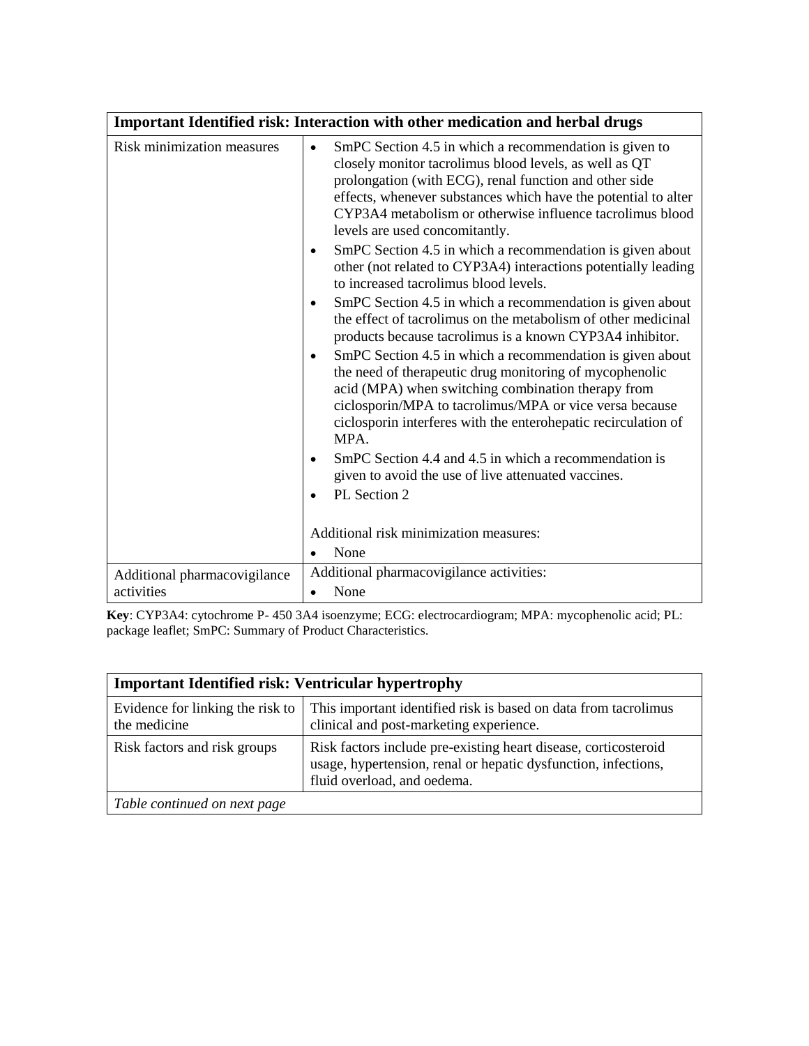| Important Identified risk: Interaction with other medication and herbal drugs | |
|---|---|
| Risk minimization measures | • SmPC Section 4.5 in which a recommendation is given to closely monitor tacrolimus blood levels, as well as QT prolongation (with ECG), renal function and other side effects, whenever substances which have the potential to alter CYP3A4 metabolism or otherwise influence tacrolimus blood levels are used concomitantly.<br>• SmPC Section 4.5 in which a recommendation is given about other (not related to CYP3A4) interactions potentially leading to increased tacrolimus blood levels.<br>• SmPC Section 4.5 in which a recommendation is given about the effect of tacrolimus on the metabolism of other medicinal products because tacrolimus is a known CYP3A4 inhibitor.<br>• SmPC Section 4.5 in which a recommendation is given about the need of therapeutic drug monitoring of mycophenolic acid (MPA) when switching combination therapy from ciclosporin/MPA to tacrolimus/MPA or vice versa because ciclosporin interferes with the enterohepatic recirculation of MPA.<br>• SmPC Section 4.4 and 4.5 in which a recommendation is given to avoid the use of live attenuated vaccines.<br>• PL Section 2<br><br>Additional risk minimization measures:<br>• None |
| Additional pharmacovigilance activities | Additional pharmacovigilance activities:<br>• None |

**Key**: CYP3A4: cytochrome P- 450 3A4 isoenzyme; ECG: electrocardiogram; MPA: mycophenolic acid; PL: package leaflet; SmPC: Summary of Product Characteristics.

| Important Identified risk: Ventricular hypertrophy | |
|---|---|
| Evidence for linking the risk to the medicine | This important identified risk is based on data from tacrolimus clinical and post-marketing experience. |
| Risk factors and risk groups | Risk factors include pre-existing heart disease, corticosteroid usage, hypertension, renal or hepatic dysfunction, infections, fluid overload, and oedema. |
| *Table continued on next page* | |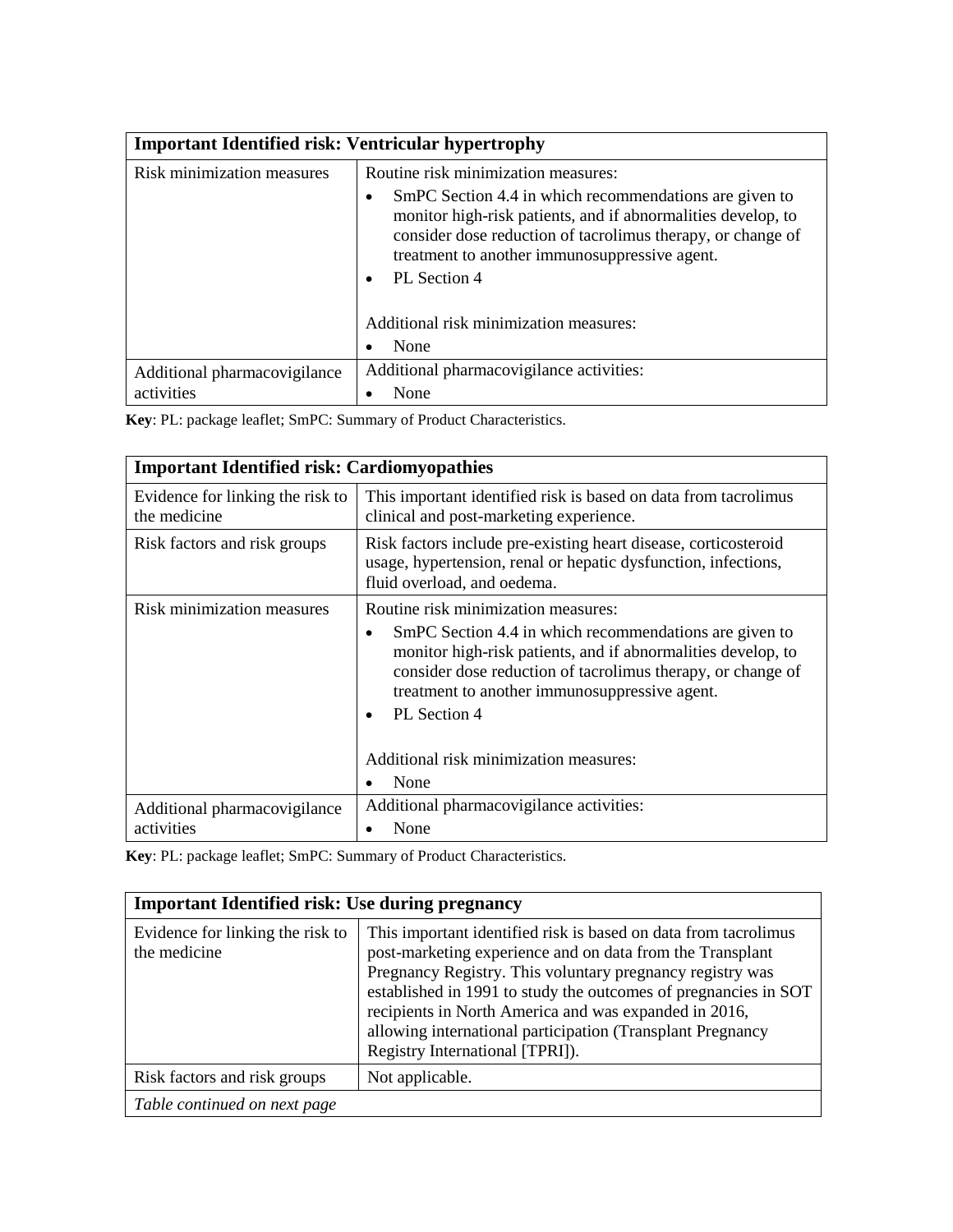| **Important Identified risk: Ventricular hypertrophy** | |
|---|---|
| Risk minimization measures | Routine risk minimization measures:<br>• SmPC Section 4.4 in which recommendations are given to monitor high-risk patients, and if abnormalities develop, to consider dose reduction of tacrolimus therapy, or change of treatment to another immunosuppressive agent.<br>• PL Section 4<br><br>Additional risk minimization measures:<br>• None |
| Additional pharmacovigilance activities | Additional pharmacovigilance activities:<br>• None |

**Key**: PL: package leaflet; SmPC: Summary of Product Characteristics.

| **Important Identified risk: Cardiomyopathies** | |
|---|---|
| Evidence for linking the risk to the medicine | This important identified risk is based on data from tacrolimus clinical and post-marketing experience. |
| Risk factors and risk groups | Risk factors include pre-existing heart disease, corticosteroid usage, hypertension, renal or hepatic dysfunction, infections, fluid overload, and oedema. |
| Risk minimization measures | Routine risk minimization measures:<br>• SmPC Section 4.4 in which recommendations are given to monitor high-risk patients, and if abnormalities develop, to consider dose reduction of tacrolimus therapy, or change of treatment to another immunosuppressive agent.<br>• PL Section 4<br><br>Additional risk minimization measures:<br>• None |
| Additional pharmacovigilance activities | Additional pharmacovigilance activities:<br>• None |

**Key**: PL: package leaflet; SmPC: Summary of Product Characteristics.

| **Important Identified risk: Use during pregnancy** | |
|---|---|
| Evidence for linking the risk to the medicine | This important identified risk is based on data from tacrolimus post-marketing experience and on data from the Transplant Pregnancy Registry. This voluntary pregnancy registry was established in 1991 to study the outcomes of pregnancies in SOT recipients in North America and was expanded in 2016, allowing international participation (Transplant Pregnancy Registry International [TPRI]). |
| Risk factors and risk groups | Not applicable. |
| *Table continued on next page* | |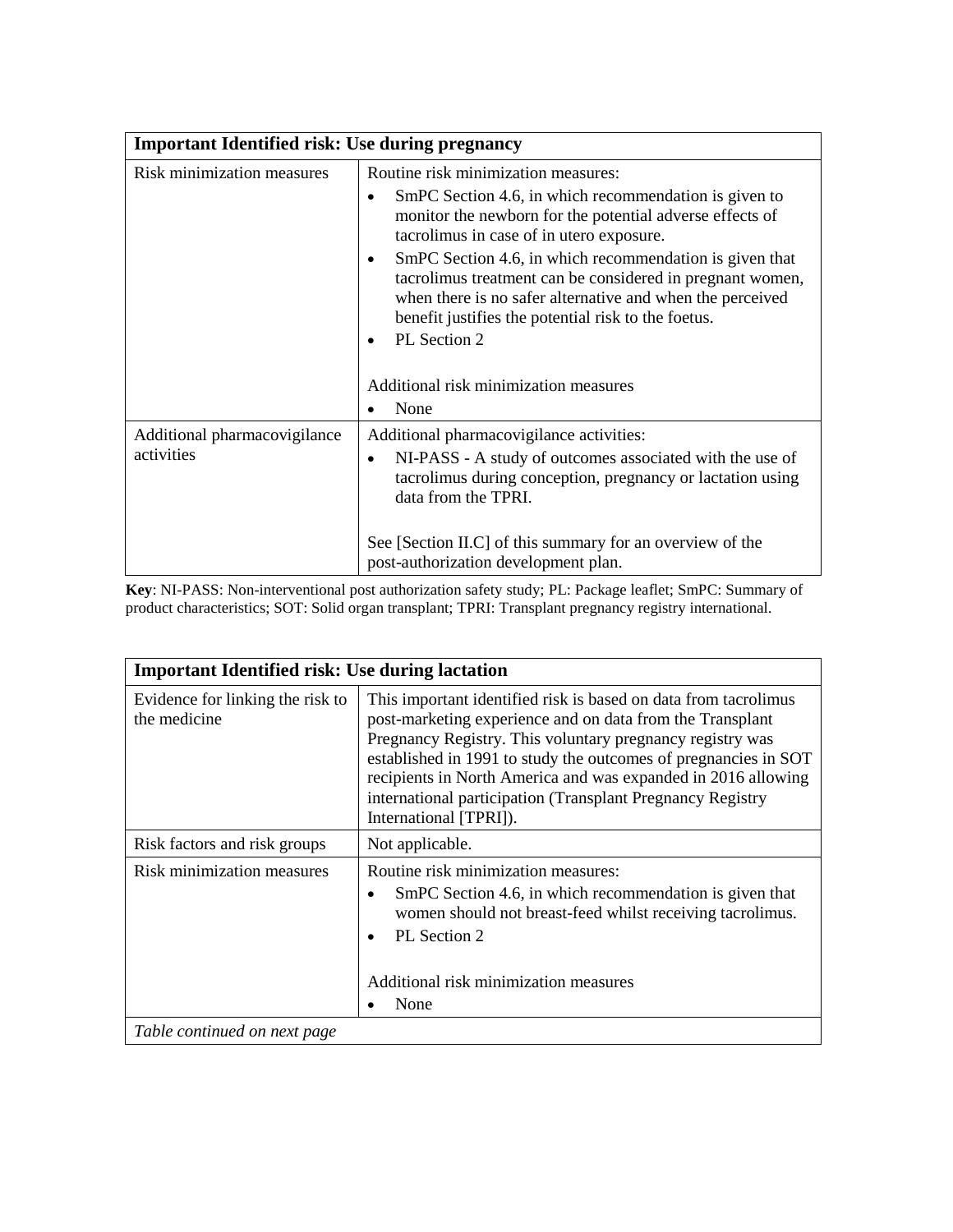| **Important Identified risk: Use during pregnancy** | |
|---|---|
| Risk minimization measures | Routine risk minimization measures:<br>• SmPC Section 4.6, in which recommendation is given to monitor the newborn for the potential adverse effects of tacrolimus in case of in utero exposure.<br>• SmPC Section 4.6, in which recommendation is given that tacrolimus treatment can be considered in pregnant women, when there is no safer alternative and when the perceived benefit justifies the potential risk to the foetus.<br>• PL Section 2<br><br>Additional risk minimization measures<br>• None |
| Additional pharmacovigilance activities | Additional pharmacovigilance activities:<br>• NI-PASS - A study of outcomes associated with the use of tacrolimus during conception, pregnancy or lactation using data from the TPRI.<br><br>See [Section II.C] of this summary for an overview of the post-authorization development plan. |

**Key**: NI-PASS: Non-interventional post authorization safety study; PL: Package leaflet; SmPC: Summary of product characteristics; SOT: Solid organ transplant; TPRI: Transplant pregnancy registry international.

| **Important Identified risk: Use during lactation** | |
|---|---|
| Evidence for linking the risk to the medicine | This important identified risk is based on data from tacrolimus post-marketing experience and on data from the Transplant Pregnancy Registry. This voluntary pregnancy registry was established in 1991 to study the outcomes of pregnancies in SOT recipients in North America and was expanded in 2016 allowing international participation (Transplant Pregnancy Registry International [TPRI]). |
| Risk factors and risk groups | Not applicable. |
| Risk minimization measures | Routine risk minimization measures:<br>• SmPC Section 4.6, in which recommendation is given that women should not breast-feed whilst receiving tacrolimus.<br>• PL Section 2<br><br>Additional risk minimization measures<br>• None |
| *Table continued on next page* | |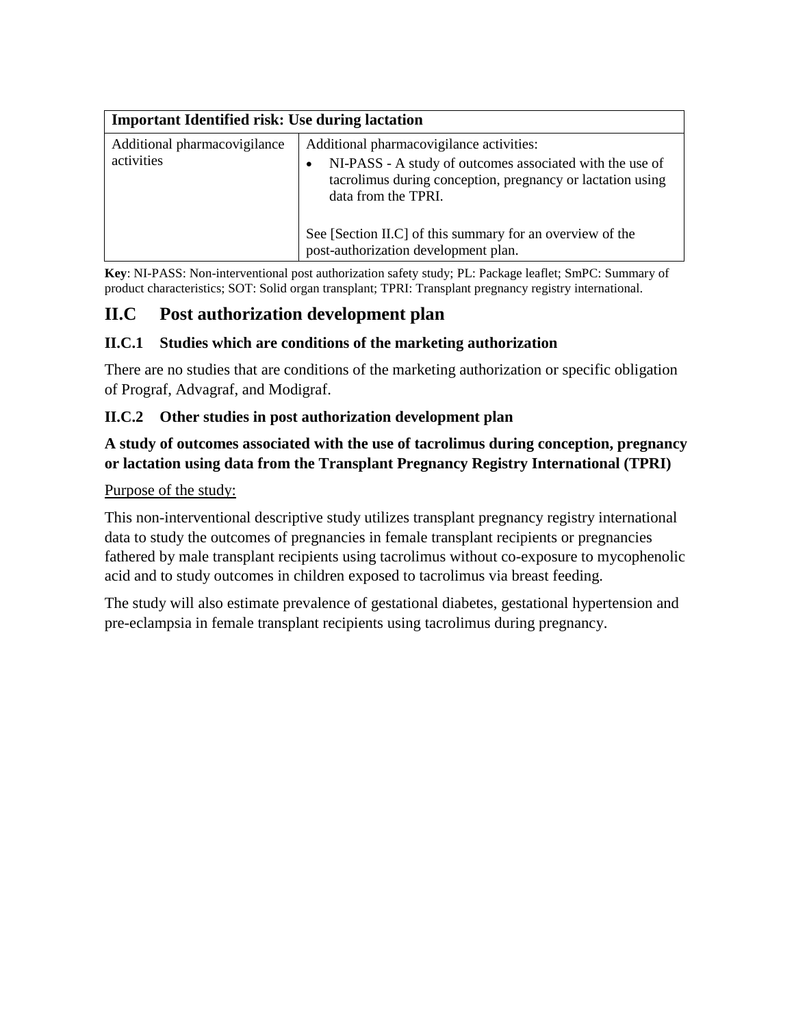| Important Identified risk: Use during lactation | |
|---|---|
| Additional pharmacovigilance activities | Additional pharmacovigilance activities:<br>• NI-PASS - A study of outcomes associated with the use of tacrolimus during conception, pregnancy or lactation using data from the TPRI.<br><br>See [Section II.C] of this summary for an overview of the post-authorization development plan. |

**Key**: NI-PASS: Non-interventional post authorization safety study; PL: Package leaflet; SmPC: Summary of product characteristics; SOT: Solid organ transplant; TPRI: Transplant pregnancy registry international.

## II.C Post authorization development plan

### II.C.1 Studies which are conditions of the marketing authorization

There are no studies that are conditions of the marketing authorization or specific obligation of Prograf, Advagraf, and Modigraf.

### II.C.2 Other studies in post authorization development plan

**A study of outcomes associated with the use of tacrolimus during conception, pregnancy or lactation using data from the Transplant Pregnancy Registry International (TPRI)**

Purpose of the study:

This non-interventional descriptive study utilizes transplant pregnancy registry international data to study the outcomes of pregnancies in female transplant recipients or pregnancies fathered by male transplant recipients using tacrolimus without co-exposure to mycophenolic acid and to study outcomes in children exposed to tacrolimus via breast feeding.

The study will also estimate prevalence of gestational diabetes, gestational hypertension and pre-eclampsia in female transplant recipients using tacrolimus during pregnancy.